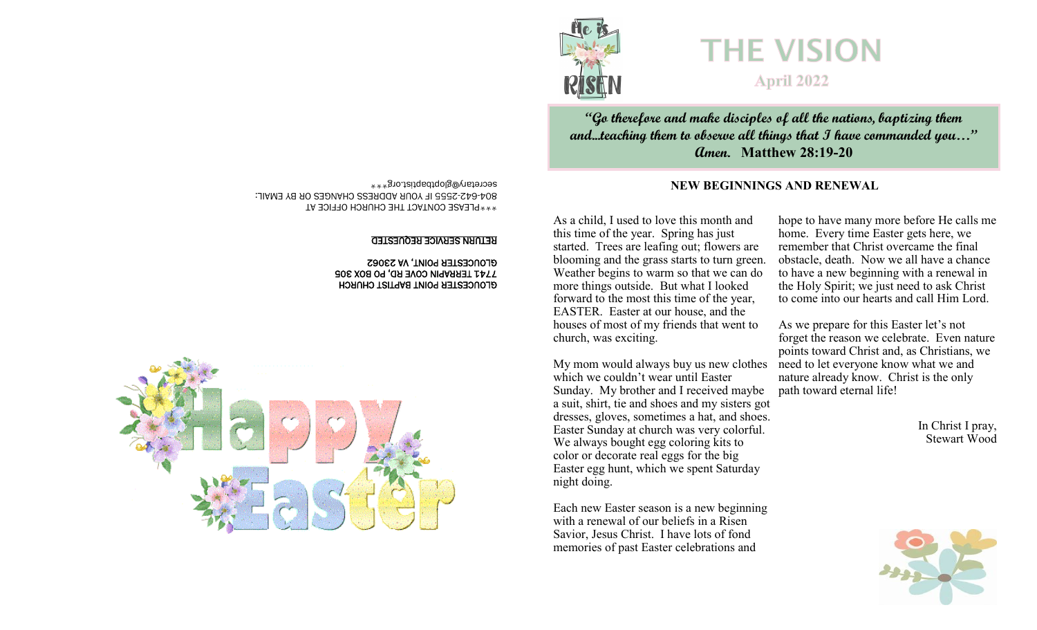GLOUCESTER POINT BAPTIST CHURCH
7741 TERRAPIN COVE RD, PO BOX 305
GLOUCESTER POINT, VA 23062

**RETURN SERVICE REQUESTED**

***PLEASE CONTACT THE CHURCH OFFICE AT 804-642-2555 IF YOUR ADDRESS CHANGES OR BY EMAIL: secretary@glopt­baptist.org***

Happy Easter

He is RISEN

# THE VISION

## April 2022

***"Go therefore and make disciples of all the nations, baptizing them and…teaching them to observe all things that I have commanded you…" Amen.*** **Matthew 28:19-20**

### NEW BEGINNINGS AND RENEWAL

As a child, I used to love this month and this time of the year. Spring has just started. Trees are leafing out; flowers are blooming and the grass starts to turn green. Weather begins to warm so that we can do more things outside. But what I looked forward to the most this time of the year, EASTER. Easter at our house, and the houses of most of my friends that went to church, was exciting.

My mom would always buy us new clothes which we couldn't wear until Easter Sunday. My brother and I received maybe a suit, shirt, tie and shoes and my sisters got dresses, gloves, sometimes a hat, and shoes. Easter Sunday at church was very colorful. We always bought egg coloring kits to color or decorate real eggs for the big Easter egg hunt, which we spent Saturday night doing.

Each new Easter season is a new beginning with a renewal of our beliefs in a Risen Savior, Jesus Christ. I have lots of fond memories of past Easter celebrations and hope to have many more before He calls me home. Every time Easter gets here, we remember that Christ overcame the final obstacle, death. Now we all have a chance to have a new beginning with a renewal in the Holy Spirit; we just need to ask Christ to come into our hearts and call Him Lord.

As we prepare for this Easter let's not forget the reason we celebrate. Even nature points toward Christ and, as Christians, we need to let everyone know what we and nature already know. Christ is the only path toward eternal life!

In Christ I pray,
Stewart Wood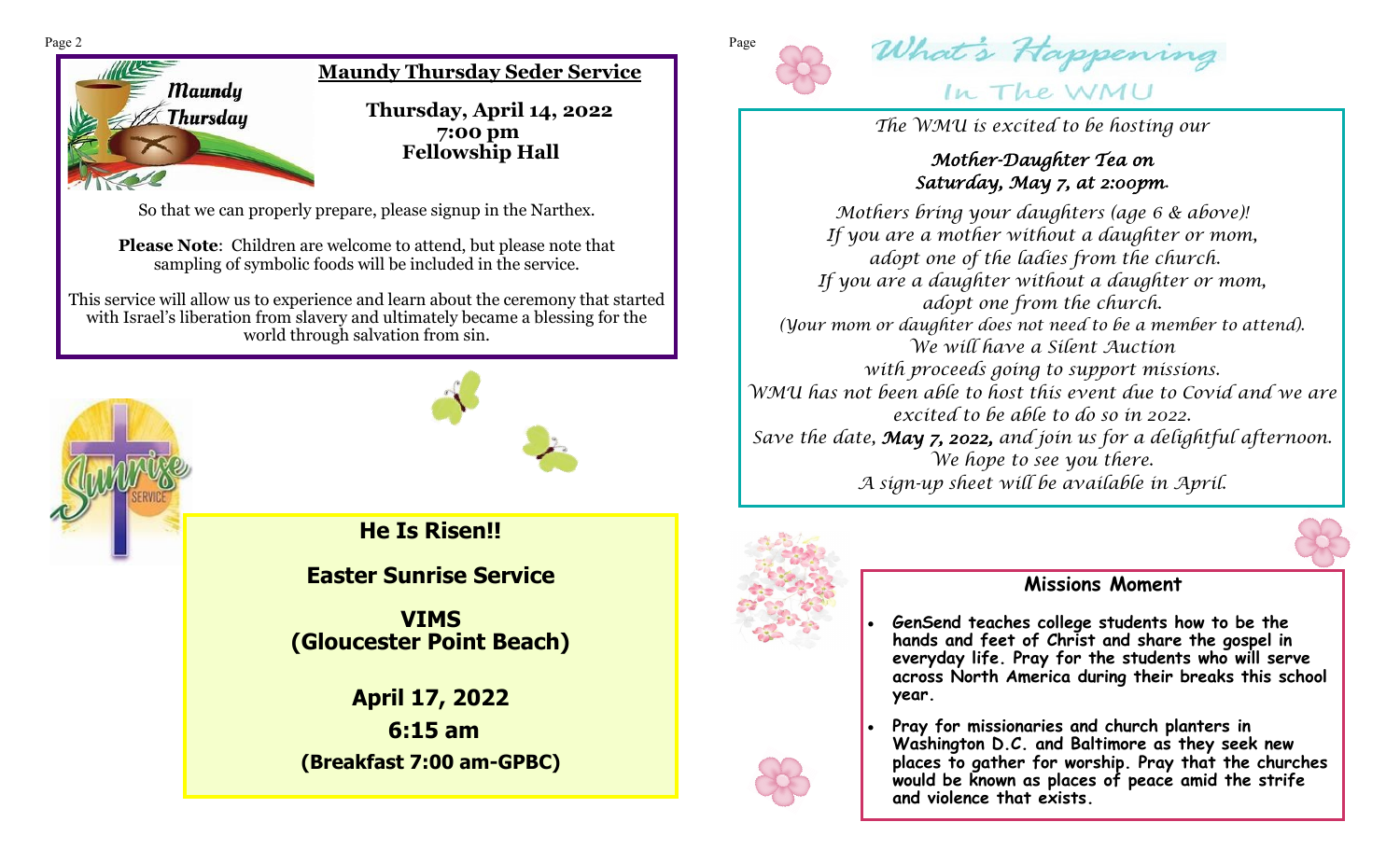## Maundy Thursday Seder Service

**Thursday, April 14, 2022**
**7:00 pm**
**Fellowship Hall**

So that we can properly prepare, please signup in the Narthex.

**Please Note**: Children are welcome to attend, but please note that sampling of symbolic foods will be included in the service.

This service will allow us to experience and learn about the ceremony that started with Israel's liberation from slavery and ultimately became a blessing for the world through salvation from sin.

## He Is Risen!!

**Easter Sunrise Service**

**VIMS**
**(Gloucester Point Beach)**

**April 17, 2022**

**6:15 am**

**(Breakfast 7:00 am-GPBC)**

## What's Happening In The WMU

*The WMU is excited to be hosting our*

***Mother-Daughter Tea on Saturday, May 7, at 2:00pm.***

*Mothers bring your daughters (age 6 & above)!*
*If you are a mother without a daughter or mom, adopt one of the ladies from the church.*
*If you are a daughter without a daughter or mom, adopt one from the church.*
*(Your mom or daughter does not need to be a member to attend).*
*We will have a Silent Auction with proceeds going to support missions.*
*WMU has not been able to host this event due to Covid and we are excited to be able to do so in 2022.*
*Save the date, **May 7, 2022,** and join us for a delightful afternoon.*
*We hope to see you there.*
*A sign-up sheet will be available in April.*

### Missions Moment

- **GenSend teaches college students how to be the hands and feet of Christ and share the gospel in everyday life. Pray for the students who will serve across North America during their breaks this school year.**
- **Pray for missionaries and church planters in Washington D.C. and Baltimore as they seek new places to gather for worship. Pray that the churches would be known as places of peace amid the strife and violence that exists.**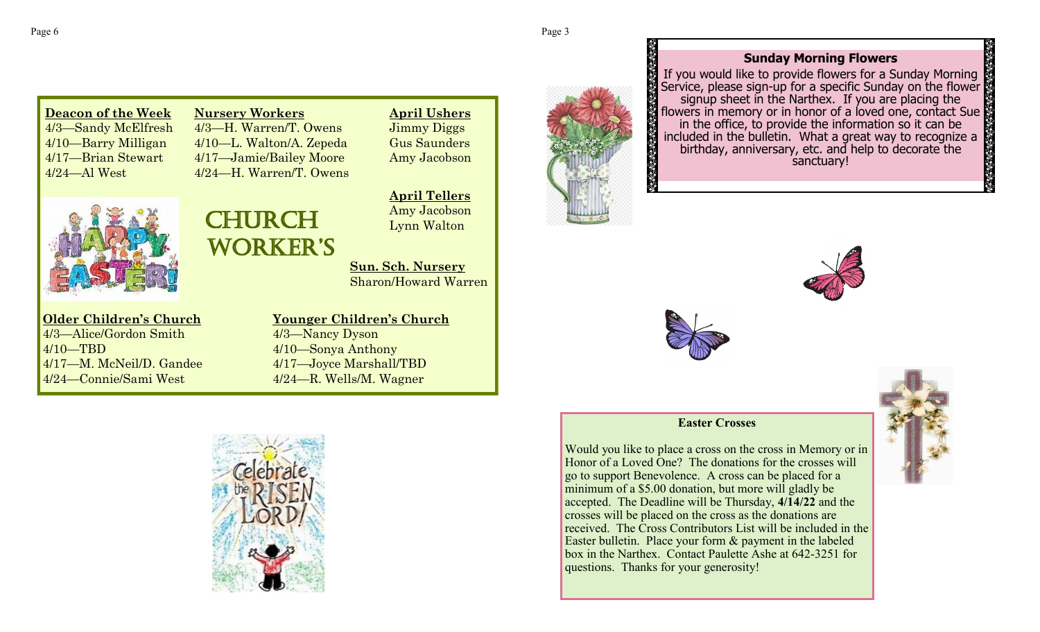# Church Worker's

**Deacon of the Week**
4/3—Sandy McElfresh
4/10—Barry Milligan
4/17—Brian Stewart
4/24—Al West

**Nursery Workers**
4/3—H. Warren/T. Owens
4/10—L. Walton/A. Zepeda
4/17—Jamie/Bailey Moore
4/24—H. Warren/T. Owens

**April Ushers**
Jimmy Diggs
Gus Saunders
Amy Jacobson

**April Tellers**
Amy Jacobson
Lynn Walton

**Sun. Sch. Nursery**
Sharon/Howard Warren

**Older Children's Church**
4/3—Alice/Gordon Smith
4/10—TBD
4/17—M. McNeil/D. Gandee
4/24—Connie/Sami West

**Younger Children's Church**
4/3—Nancy Dyson
4/10—Sonya Anthony
4/17—Joyce Marshall/TBD
4/24—R. Wells/M. Wagner

## Sunday Morning Flowers

If you would like to provide flowers for a Sunday Morning Service, please sign-up for a specific Sunday on the flower signup sheet in the Narthex. If you are placing the flowers in memory or in honor of a loved one, contact Sue in the office, to provide the information so it can be included in the bulletin. What a great way to recognize a birthday, anniversary, etc. and help to decorate the sanctuary!

## Easter Crosses

Would you like to place a cross on the cross in Memory or in Honor of a Loved One? The donations for the crosses will go to support Benevolence. A cross can be placed for a minimum of a $5.00 donation, but more will gladly be accepted. The Deadline will be Thursday, **4/14/22** and the crosses will be placed on the cross as the donations are received. The Cross Contributors List will be included in the Easter bulletin. Place your form & payment in the labeled box in the Narthex. Contact Paulette Ashe at 642-3251 for questions. Thanks for your generosity!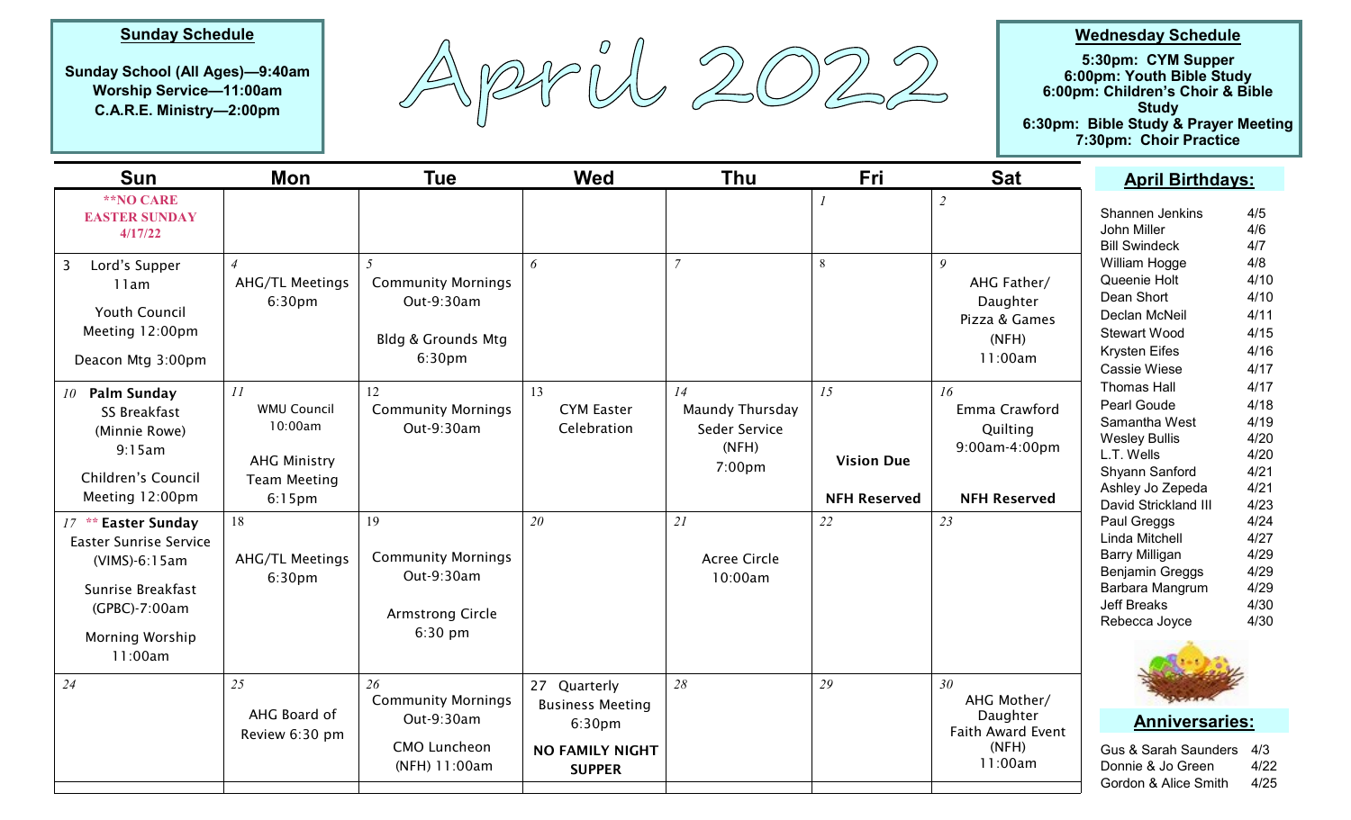**Sunday Schedule**

**Sunday School (All Ages)—9:40am**
**Worship Service—11:00am**
**C.A.R.E. Ministry—2:00pm**

# April 2022

**Wednesday Schedule**

**5:30pm: CYM Supper**
**6:00pm: Youth Bible Study**
**6:00pm: Children's Choir & Bible Study**
**6:30pm: Bible Study & Prayer Meeting**
**7:30pm: Choir Practice**

| Sun | Mon | Tue | Wed | Thu | Fri | Sat |
|---|---|---|---|---|---|---|
| **\*\*NO CARE EASTER SUNDAY 4/17/22** | | | | | 1 | 2 |
| 3 Lord's Supper 11am<br>Youth Council Meeting 12:00pm<br>Deacon Mtg 3:00pm | 4 AHG/TL Meetings 6:30pm | 5 Community Mornings Out-9:30am<br>Bldg & Grounds Mtg 6:30pm | 6 | 7 | 8 | 9 AHG Father/ Daughter Pizza & Games (NFH) 11:00am |
| 10 **Palm Sunday** SS Breakfast (Minnie Rowe) 9:15am<br>Children's Council Meeting 12:00pm | 11 WMU Council 10:00am<br>AHG Ministry Team Meeting 6:15pm | 12 Community Mornings Out-9:30am | 13 CYM Easter Celebration | 14 Maundy Thursday Seder Service (NFH) 7:00pm | 15 **Vision Due**<br>**NFH Reserved** | 16 Emma Crawford Quilting 9:00am-4:00pm<br>**NFH Reserved** |
| 17 \*\* **Easter Sunday** Easter Sunrise Service (VIMS)-6:15am<br>Sunrise Breakfast (GPBC)-7:00am<br>Morning Worship 11:00am | 18 AHG/TL Meetings 6:30pm | 19 Community Mornings Out-9:30am<br>Armstrong Circle 6:30 pm | 20 | 21 Acree Circle 10:00am | 22 | 23 |
| 24 | 25 AHG Board of Review 6:30 pm | 26 Community Mornings Out-9:30am<br>CMO Luncheon (NFH) 11:00am | 27 Quarterly Business Meeting 6:30pm<br>**NO FAMILY NIGHT SUPPER** | 28 | 29 | 30 AHG Mother/ Daughter Faith Award Event (NFH) 11:00am |

**April Birthdays:**

| | |
|---|---|
| Shannen Jenkins | 4/5 |
| John Miller | 4/6 |
| Bill Swindeck | 4/7 |
| William Hogge | 4/8 |
| Queenie Holt | 4/10 |
| Dean Short | 4/10 |
| Declan McNeil | 4/11 |
| Stewart Wood | 4/15 |
| Krysten Eifes | 4/16 |
| Cassie Wiese | 4/17 |
| Thomas Hall | 4/17 |
| Pearl Goude | 4/18 |
| Samantha West | 4/19 |
| Wesley Bullis | 4/20 |
| L.T. Wells | 4/20 |
| Shyann Sanford | 4/21 |
| Ashley Jo Zepeda | 4/21 |
| David Strickland III | 4/23 |
| Paul Greggs | 4/24 |
| Linda Mitchell | 4/27 |
| Barry Milligan | 4/29 |
| Benjamin Greggs | 4/29 |
| Barbara Mangrum | 4/29 |
| Jeff Breaks | 4/30 |
| Rebecca Joyce | 4/30 |

**Anniversaries:**

| | |
|---|---|
| Gus & Sarah Saunders | 4/3 |
| Donnie & Jo Green | 4/22 |
| Gordon & Alice Smith | 4/25 |